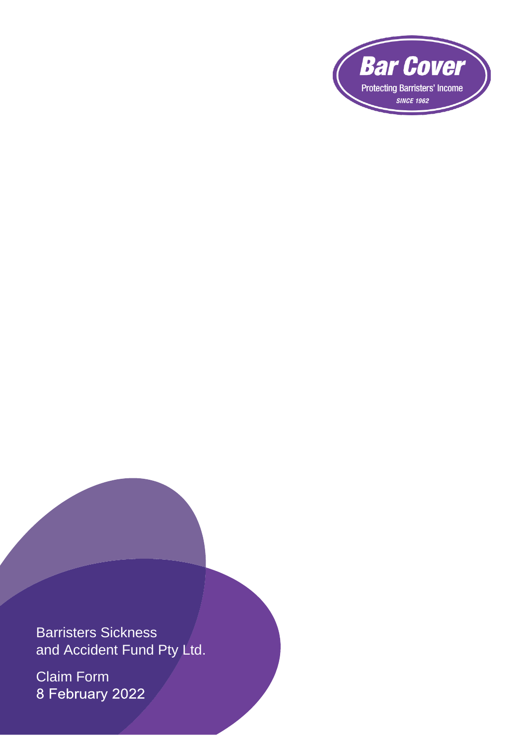**Bar Cover**

Protecting Barristers' Income

*SINCE 1962*

# Barristers Sickness and Accident Fund Pty Ltd.

## Claim Form

8 February 2022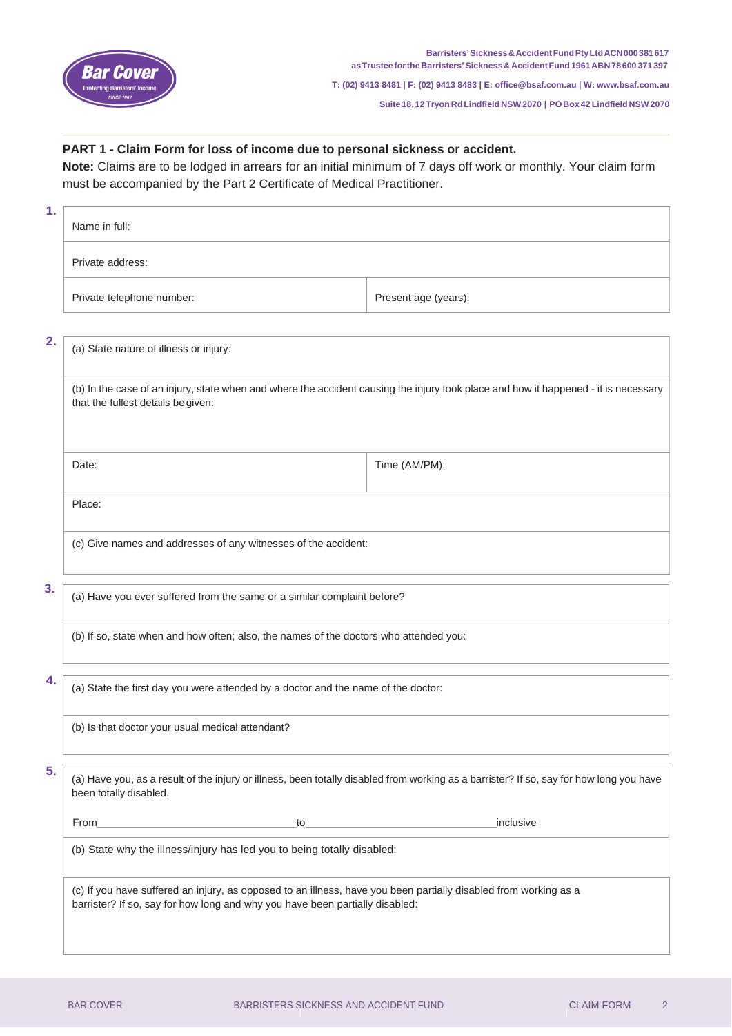Barristers' Sickness & Accident Fund Pty Ltd ACN 000 381 617
as Trustee for the Barristers' Sickness & Accident Fund 1961 ABN 78 600 371 397

T: (02) 9413 8481 | F: (02) 9413 8483 | E: office@bsaf.com.au | W: www.bsaf.com.au

Suite 18, 12 Tryon Rd Lindfield NSW 2070 | PO Box 42 Lindfield NSW 2070

**PART 1 - Claim Form for loss of income due to personal sickness or accident.**

**Note:** Claims are to be lodged in arrears for an initial minimum of 7 days off work or monthly. Your claim form must be accompanied by the Part 2 Certificate of Medical Practitioner.

**1.**

| Name in full: | |
|---|---|
| Private address: | |
| Private telephone number: | Present age (years): |

**2.**

| (a) State nature of illness or injury: | |
|---|---|
| (b) In the case of an injury, state when and where the accident causing the injury took place and how it happened - it is necessary that the fullest details be given: | |
| Date: | Time (AM/PM): |
| Place: | |
| (c) Give names and addresses of any witnesses of the accident: | |

**3.**

| (a) Have you ever suffered from the same or a similar complaint before? |
|---|
| (b) If so, state when and how often; also, the names of the doctors who attended you: |

**4.**

| (a) State the first day you were attended by a doctor and the name of the doctor: |
|---|
| (b) Is that doctor your usual medical attendant? |

**5.**

(a) Have you, as a result of the injury or illness, been totally disabled from working as a barrister? If so, say for how long you have been totally disabled.

From\_\_\_\_\_\_\_\_\_\_\_\_\_\_\_\_\_\_\_\_\_\_\_\_\_\_\_\_\_\_to\_\_\_\_\_\_\_\_\_\_\_\_\_\_\_\_\_\_\_\_\_\_\_\_\_\_\_\_\_\_inclusive

(b) State why the illness/injury has led you to being totally disabled:

(c) If you have suffered an injury, as opposed to an illness, have you been partially disabled from working as a barrister? If so, say for how long and why you have been partially disabled: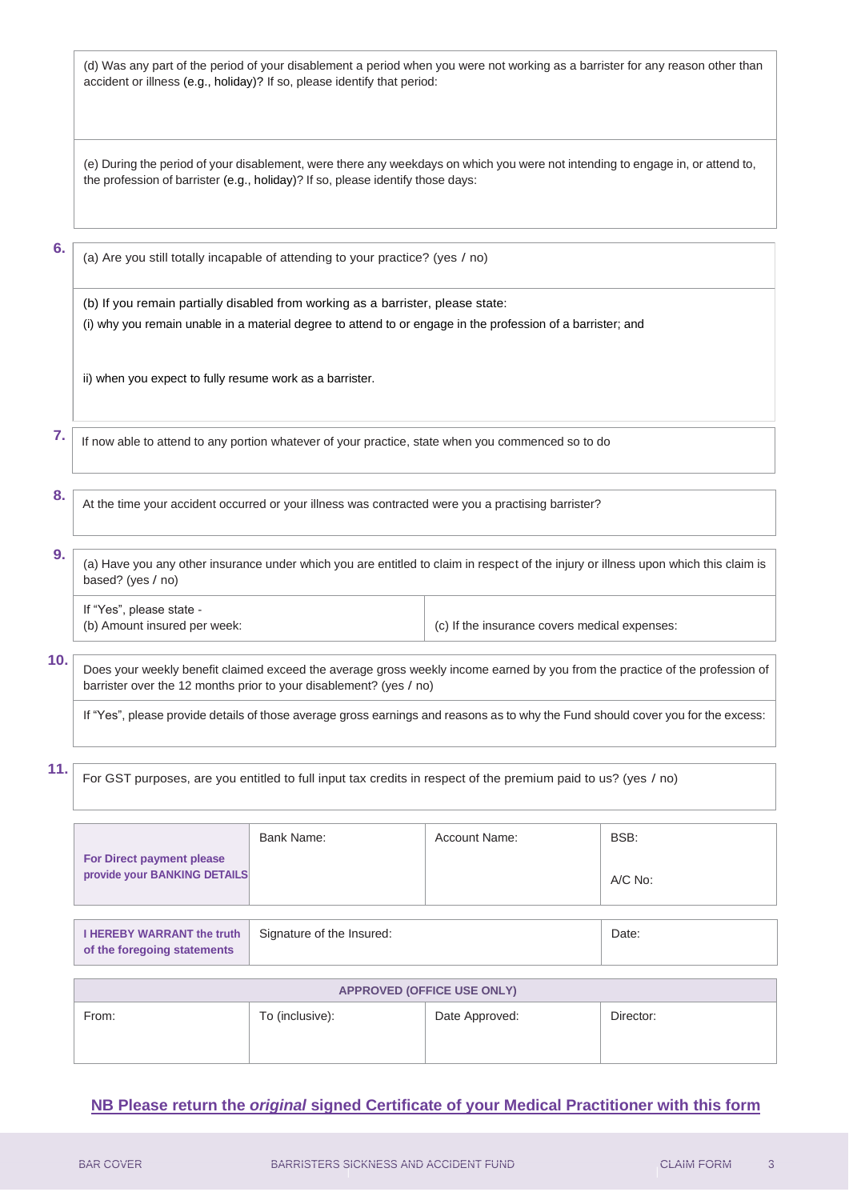(d) Was any part of the period of your disablement a period when you were not working as a barrister for any reason other than accident or illness (e.g., holiday)? If so, please identify that period:

(e) During the period of your disablement, were there any weekdays on which you were not intending to engage in, or attend to, the profession of barrister (e.g., holiday)? If so, please identify those days:

**6.**

(a) Are you still totally incapable of attending to your practice? (yes / no)

(b) If you remain partially disabled from working as a barrister, please state:

(i) why you remain unable in a material degree to attend to or engage in the profession of a barrister; and

ii) when you expect to fully resume work as a barrister.

**7.**

If now able to attend to any portion whatever of your practice, state when you commenced so to do

**8.**

At the time your accident occurred or your illness was contracted were you a practising barrister?

**9.**

(a) Have you any other insurance under which you are entitled to claim in respect of the injury or illness upon which this claim is based? (yes / no)

| If "Yes", please state - (b) Amount insured per week: | (c) If the insurance covers medical expenses: |
| --- | --- |

**10.**

Does your weekly benefit claimed exceed the average gross weekly income earned by you from the practice of the profession of barrister over the 12 months prior to your disablement? (yes / no)

If "Yes", please provide details of those average gross earnings and reasons as to why the Fund should cover you for the excess:

**11.**

For GST purposes, are you entitled to full input tax credits in respect of the premium paid to us? (yes / no)

| **For Direct payment please provide your BANKING DETAILS** | Bank Name: | Account Name: | BSB: A/C No: |
| --- | --- | --- | --- |

| **I HEREBY WARRANT the truth of the foregoing statements** | Signature of the Insured: | Date: |
| --- | --- | --- |

| **APPROVED (OFFICE USE ONLY)** | | | |
| --- | --- | --- | --- |
| From: | To (inclusive): | Date Approved: | Director: |

**NB Please return the *original* signed Certificate of your Medical Practitioner with this form**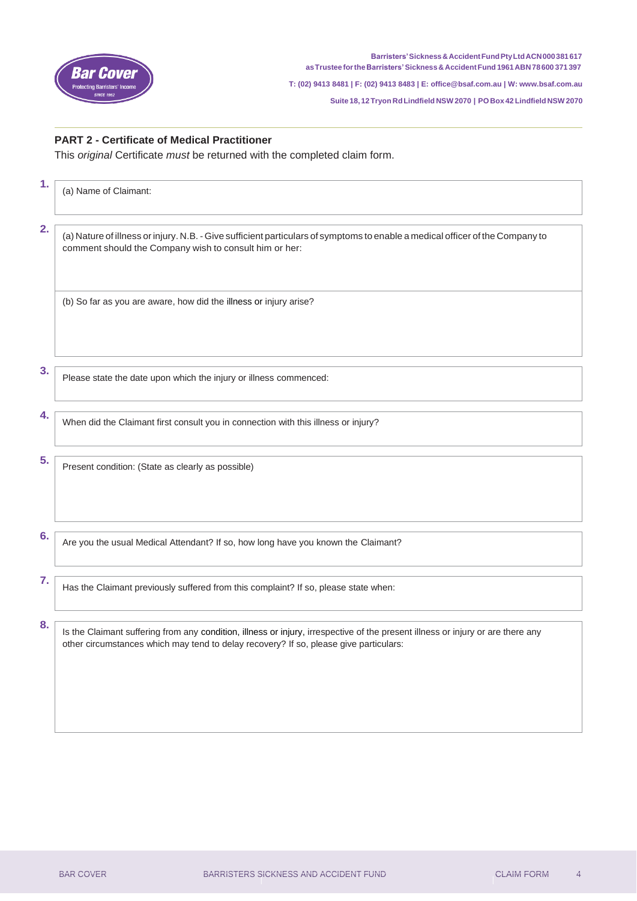Barristers' Sickness & Accident Fund Pty Ltd ACN 000 381 617
as Trustee for the Barristers' Sickness & Accident Fund 1961 ABN 78 600 371 397

T: (02) 9413 8481 | F: (02) 9413 8483 | E: office@bsaf.com.au | W: www.bsaf.com.au

Suite 18, 12 Tryon Rd Lindfield NSW 2070 | PO Box 42 Lindfield NSW 2070

## PART 2 - Certificate of Medical Practitioner

This *original* Certificate *must* be returned with the completed claim form.

**1.** (a) Name of Claimant:

**2.** (a) Nature of illness or injury. N.B. - Give sufficient particulars of symptoms to enable a medical officer of the Company to comment should the Company wish to consult him or her:

(b) So far as you are aware, how did the illness or injury arise?

**3.** Please state the date upon which the injury or illness commenced:

**4.** When did the Claimant first consult you in connection with this illness or injury?

**5.** Present condition: (State as clearly as possible)

**6.** Are you the usual Medical Attendant? If so, how long have you known the Claimant?

**7.** Has the Claimant previously suffered from this complaint? If so, please state when:

**8.** Is the Claimant suffering from any condition, illness or injury, irrespective of the present illness or injury or are there any other circumstances which may tend to delay recovery? If so, please give particulars: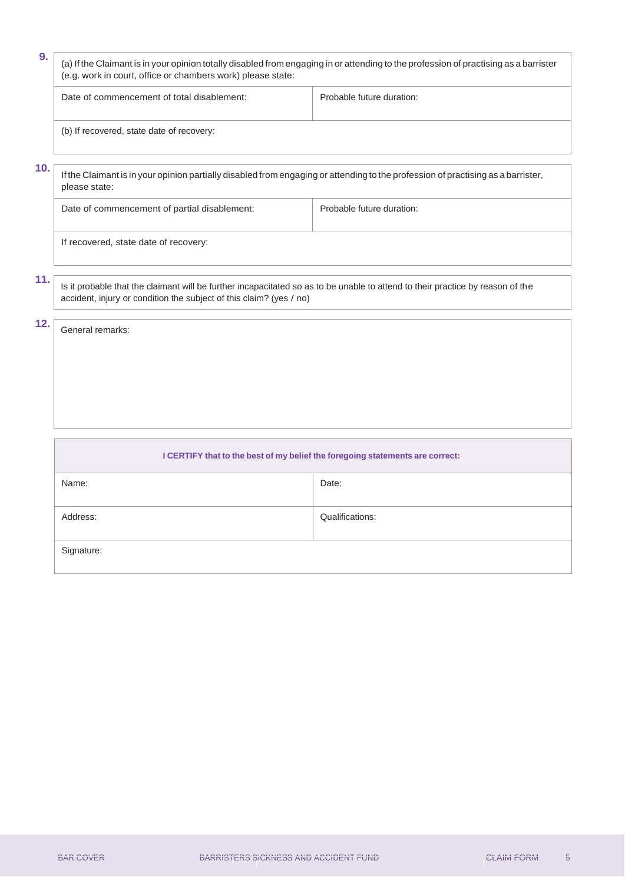**9.**

| (a) If the Claimant is in your opinion totally disabled from engaging in or attending to the profession of practising as a barrister (e.g. work in court, office or chambers work) please state: | |
|---|---|
| Date of commencement of total disablement: | Probable future duration: |
| (b) If recovered, state date of recovery: | |

**10.**

| If the Claimant is in your opinion partially disabled from engaging or attending to the profession of practising as a barrister, please state: | |
|---|---|
| Date of commencement of partial disablement: | Probable future duration: |
| If recovered, state date of recovery: | |

**11.**

Is it probable that the claimant will be further incapacitated so as to be unable to attend to their practice by reason of the accident, injury or condition the subject of this claim? (yes / no)

**12.**

General remarks:

| **I CERTIFY that to the best of my belief the foregoing statements are correct:** | |
|---|---|
| Name: | Date: |
| Address: | Qualifications: |
| Signature: | |